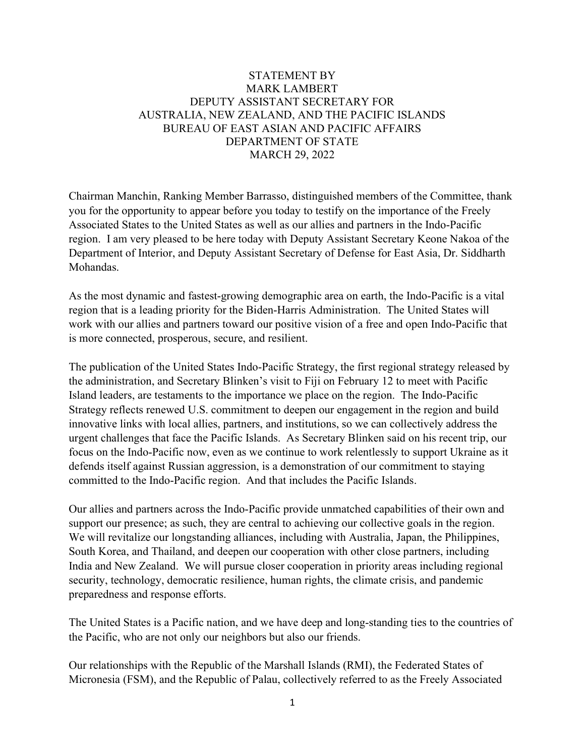STATEMENT BY
MARK LAMBERT
DEPUTY ASSISTANT SECRETARY FOR
AUSTRALIA, NEW ZEALAND, AND THE PACIFIC ISLANDS
BUREAU OF EAST ASIAN AND PACIFIC AFFAIRS
DEPARTMENT OF STATE
MARCH 29, 2022

Chairman Manchin, Ranking Member Barrasso, distinguished members of the Committee, thank you for the opportunity to appear before you today to testify on the importance of the Freely Associated States to the United States as well as our allies and partners in the Indo-Pacific region. I am very pleased to be here today with Deputy Assistant Secretary Keone Nakoa of the Department of Interior, and Deputy Assistant Secretary of Defense for East Asia, Dr. Siddharth Mohandas.

As the most dynamic and fastest-growing demographic area on earth, the Indo-Pacific is a vital region that is a leading priority for the Biden-Harris Administration. The United States will work with our allies and partners toward our positive vision of a free and open Indo-Pacific that is more connected, prosperous, secure, and resilient.

The publication of the United States Indo-Pacific Strategy, the first regional strategy released by the administration, and Secretary Blinken's visit to Fiji on February 12 to meet with Pacific Island leaders, are testaments to the importance we place on the region. The Indo-Pacific Strategy reflects renewed U.S. commitment to deepen our engagement in the region and build innovative links with local allies, partners, and institutions, so we can collectively address the urgent challenges that face the Pacific Islands. As Secretary Blinken said on his recent trip, our focus on the Indo-Pacific now, even as we continue to work relentlessly to support Ukraine as it defends itself against Russian aggression, is a demonstration of our commitment to staying committed to the Indo-Pacific region. And that includes the Pacific Islands.

Our allies and partners across the Indo-Pacific provide unmatched capabilities of their own and support our presence; as such, they are central to achieving our collective goals in the region. We will revitalize our longstanding alliances, including with Australia, Japan, the Philippines, South Korea, and Thailand, and deepen our cooperation with other close partners, including India and New Zealand. We will pursue closer cooperation in priority areas including regional security, technology, democratic resilience, human rights, the climate crisis, and pandemic preparedness and response efforts.

The United States is a Pacific nation, and we have deep and long-standing ties to the countries of the Pacific, who are not only our neighbors but also our friends.

Our relationships with the Republic of the Marshall Islands (RMI), the Federated States of Micronesia (FSM), and the Republic of Palau, collectively referred to as the Freely Associated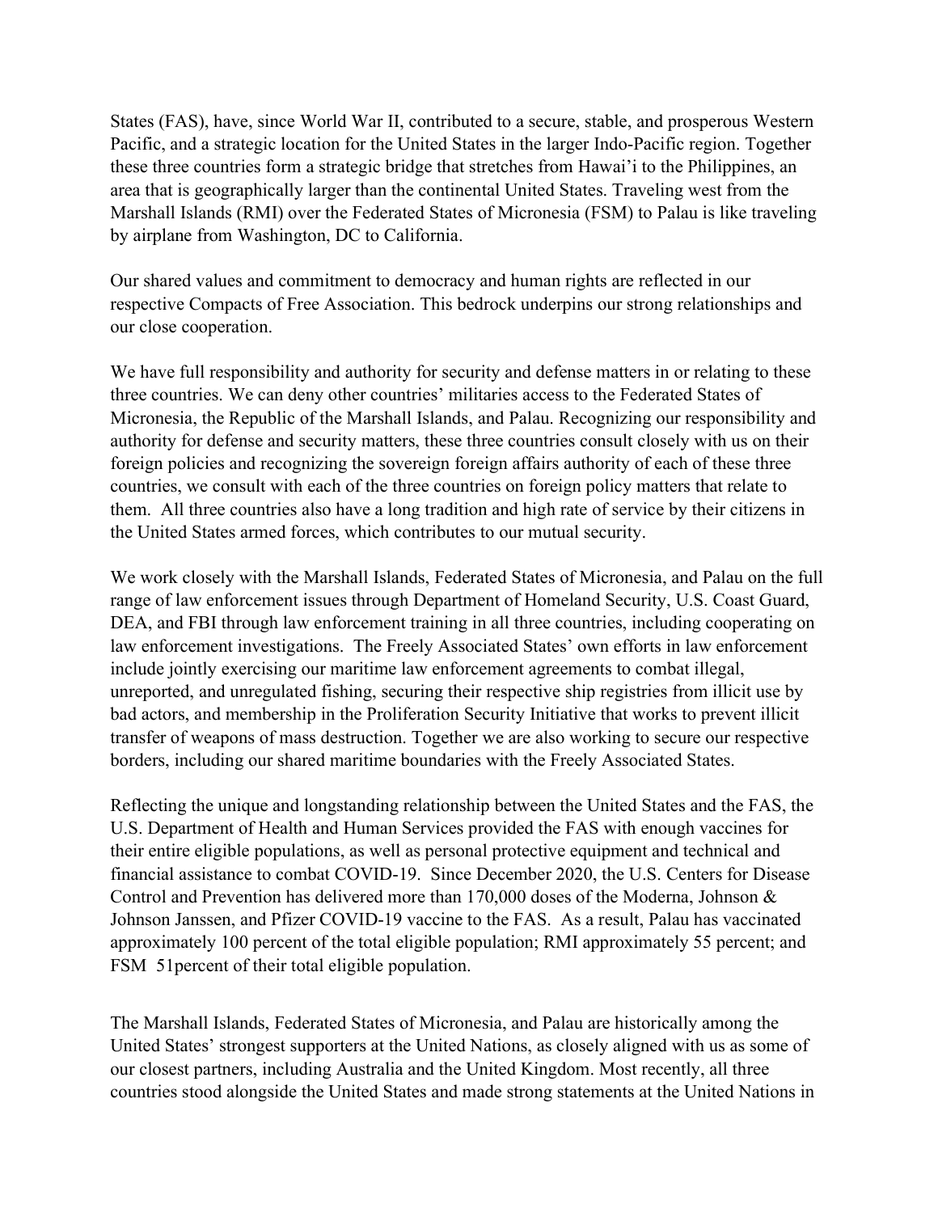States (FAS), have, since World War II, contributed to a secure, stable, and prosperous Western Pacific, and a strategic location for the United States in the larger Indo-Pacific region. Together these three countries form a strategic bridge that stretches from Hawai'i to the Philippines, an area that is geographically larger than the continental United States. Traveling west from the Marshall Islands (RMI) over the Federated States of Micronesia (FSM) to Palau is like traveling by airplane from Washington, DC to California.

Our shared values and commitment to democracy and human rights are reflected in our respective Compacts of Free Association. This bedrock underpins our strong relationships and our close cooperation.

We have full responsibility and authority for security and defense matters in or relating to these three countries. We can deny other countries' militaries access to the Federated States of Micronesia, the Republic of the Marshall Islands, and Palau. Recognizing our responsibility and authority for defense and security matters, these three countries consult closely with us on their foreign policies and recognizing the sovereign foreign affairs authority of each of these three countries, we consult with each of the three countries on foreign policy matters that relate to them. All three countries also have a long tradition and high rate of service by their citizens in the United States armed forces, which contributes to our mutual security.

We work closely with the Marshall Islands, Federated States of Micronesia, and Palau on the full range of law enforcement issues through Department of Homeland Security, U.S. Coast Guard, DEA, and FBI through law enforcement training in all three countries, including cooperating on law enforcement investigations. The Freely Associated States' own efforts in law enforcement include jointly exercising our maritime law enforcement agreements to combat illegal, unreported, and unregulated fishing, securing their respective ship registries from illicit use by bad actors, and membership in the Proliferation Security Initiative that works to prevent illicit transfer of weapons of mass destruction. Together we are also working to secure our respective borders, including our shared maritime boundaries with the Freely Associated States.

Reflecting the unique and longstanding relationship between the United States and the FAS, the U.S. Department of Health and Human Services provided the FAS with enough vaccines for their entire eligible populations, as well as personal protective equipment and technical and financial assistance to combat COVID-19. Since December 2020, the U.S. Centers for Disease Control and Prevention has delivered more than 170,000 doses of the Moderna, Johnson & Johnson Janssen, and Pfizer COVID-19 vaccine to the FAS. As a result, Palau has vaccinated approximately 100 percent of the total eligible population; RMI approximately 55 percent; and FSM 51percent of their total eligible population.

The Marshall Islands, Federated States of Micronesia, and Palau are historically among the United States' strongest supporters at the United Nations, as closely aligned with us as some of our closest partners, including Australia and the United Kingdom. Most recently, all three countries stood alongside the United States and made strong statements at the United Nations in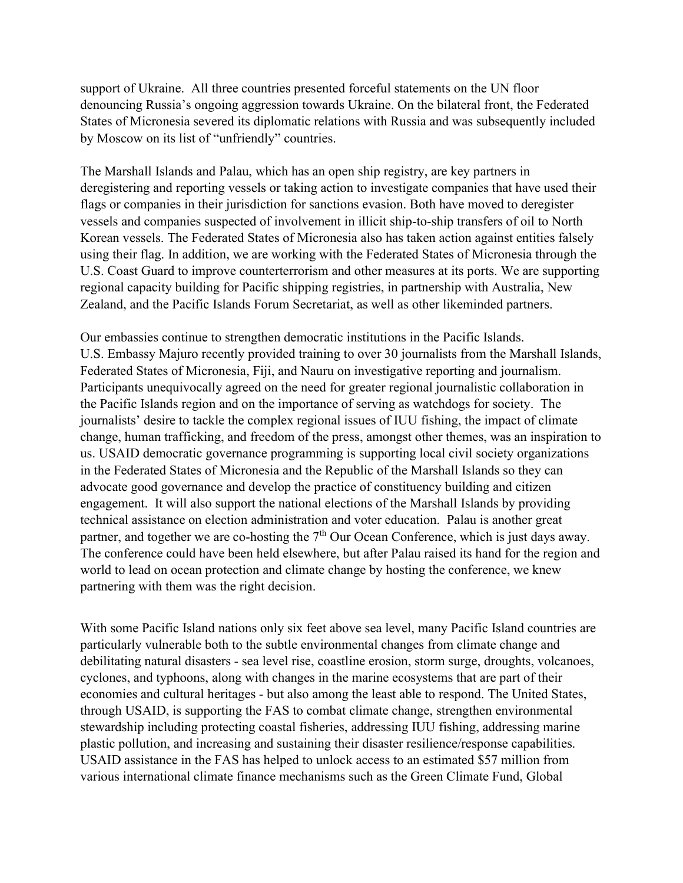support of Ukraine. All three countries presented forceful statements on the UN floor denouncing Russia's ongoing aggression towards Ukraine. On the bilateral front, the Federated States of Micronesia severed its diplomatic relations with Russia and was subsequently included by Moscow on its list of "unfriendly" countries.

The Marshall Islands and Palau, which has an open ship registry, are key partners in deregistering and reporting vessels or taking action to investigate companies that have used their flags or companies in their jurisdiction for sanctions evasion. Both have moved to deregister vessels and companies suspected of involvement in illicit ship-to-ship transfers of oil to North Korean vessels. The Federated States of Micronesia also has taken action against entities falsely using their flag. In addition, we are working with the Federated States of Micronesia through the U.S. Coast Guard to improve counterterrorism and other measures at its ports. We are supporting regional capacity building for Pacific shipping registries, in partnership with Australia, New Zealand, and the Pacific Islands Forum Secretariat, as well as other likeminded partners.

Our embassies continue to strengthen democratic institutions in the Pacific Islands. U.S. Embassy Majuro recently provided training to over 30 journalists from the Marshall Islands, Federated States of Micronesia, Fiji, and Nauru on investigative reporting and journalism. Participants unequivocally agreed on the need for greater regional journalistic collaboration in the Pacific Islands region and on the importance of serving as watchdogs for society. The journalists' desire to tackle the complex regional issues of IUU fishing, the impact of climate change, human trafficking, and freedom of the press, amongst other themes, was an inspiration to us. USAID democratic governance programming is supporting local civil society organizations in the Federated States of Micronesia and the Republic of the Marshall Islands so they can advocate good governance and develop the practice of constituency building and citizen engagement. It will also support the national elections of the Marshall Islands by providing technical assistance on election administration and voter education. Palau is another great partner, and together we are co-hosting the 7th Our Ocean Conference, which is just days away. The conference could have been held elsewhere, but after Palau raised its hand for the region and world to lead on ocean protection and climate change by hosting the conference, we knew partnering with them was the right decision.

With some Pacific Island nations only six feet above sea level, many Pacific Island countries are particularly vulnerable both to the subtle environmental changes from climate change and debilitating natural disasters - sea level rise, coastline erosion, storm surge, droughts, volcanoes, cyclones, and typhoons, along with changes in the marine ecosystems that are part of their economies and cultural heritages - but also among the least able to respond. The United States, through USAID, is supporting the FAS to combat climate change, strengthen environmental stewardship including protecting coastal fisheries, addressing IUU fishing, addressing marine plastic pollution, and increasing and sustaining their disaster resilience/response capabilities. USAID assistance in the FAS has helped to unlock access to an estimated $57 million from various international climate finance mechanisms such as the Green Climate Fund, Global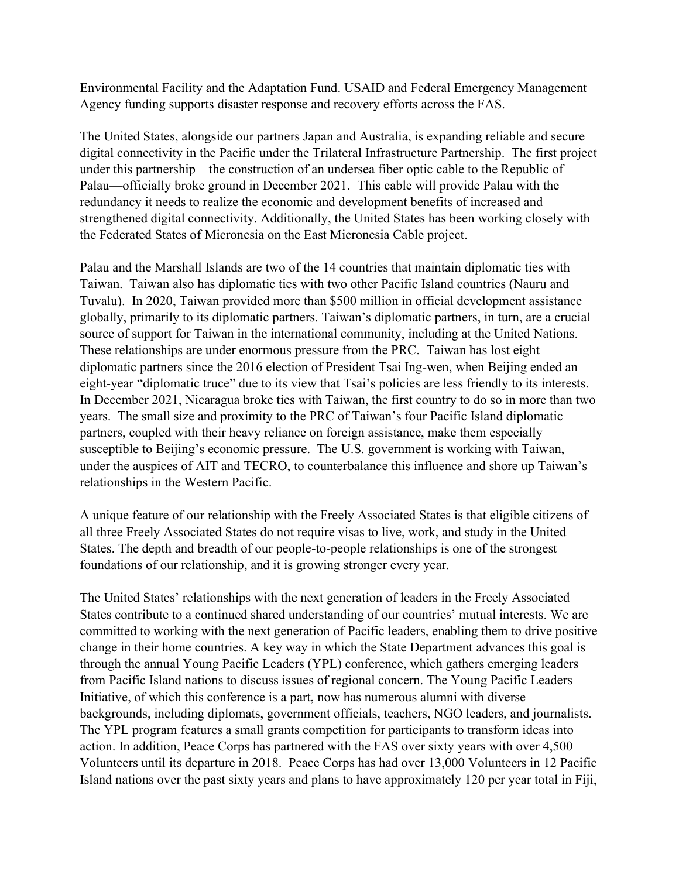Environmental Facility and the Adaptation Fund. USAID and Federal Emergency Management Agency funding supports disaster response and recovery efforts across the FAS.

The United States, alongside our partners Japan and Australia, is expanding reliable and secure digital connectivity in the Pacific under the Trilateral Infrastructure Partnership. The first project under this partnership—the construction of an undersea fiber optic cable to the Republic of Palau—officially broke ground in December 2021. This cable will provide Palau with the redundancy it needs to realize the economic and development benefits of increased and strengthened digital connectivity. Additionally, the United States has been working closely with the Federated States of Micronesia on the East Micronesia Cable project.

Palau and the Marshall Islands are two of the 14 countries that maintain diplomatic ties with Taiwan. Taiwan also has diplomatic ties with two other Pacific Island countries (Nauru and Tuvalu). In 2020, Taiwan provided more than $500 million in official development assistance globally, primarily to its diplomatic partners. Taiwan's diplomatic partners, in turn, are a crucial source of support for Taiwan in the international community, including at the United Nations. These relationships are under enormous pressure from the PRC. Taiwan has lost eight diplomatic partners since the 2016 election of President Tsai Ing-wen, when Beijing ended an eight-year "diplomatic truce" due to its view that Tsai's policies are less friendly to its interests. In December 2021, Nicaragua broke ties with Taiwan, the first country to do so in more than two years. The small size and proximity to the PRC of Taiwan's four Pacific Island diplomatic partners, coupled with their heavy reliance on foreign assistance, make them especially susceptible to Beijing's economic pressure. The U.S. government is working with Taiwan, under the auspices of AIT and TECRO, to counterbalance this influence and shore up Taiwan's relationships in the Western Pacific.

A unique feature of our relationship with the Freely Associated States is that eligible citizens of all three Freely Associated States do not require visas to live, work, and study in the United States. The depth and breadth of our people-to-people relationships is one of the strongest foundations of our relationship, and it is growing stronger every year.

The United States' relationships with the next generation of leaders in the Freely Associated States contribute to a continued shared understanding of our countries' mutual interests. We are committed to working with the next generation of Pacific leaders, enabling them to drive positive change in their home countries. A key way in which the State Department advances this goal is through the annual Young Pacific Leaders (YPL) conference, which gathers emerging leaders from Pacific Island nations to discuss issues of regional concern. The Young Pacific Leaders Initiative, of which this conference is a part, now has numerous alumni with diverse backgrounds, including diplomats, government officials, teachers, NGO leaders, and journalists. The YPL program features a small grants competition for participants to transform ideas into action. In addition, Peace Corps has partnered with the FAS over sixty years with over 4,500 Volunteers until its departure in 2018. Peace Corps has had over 13,000 Volunteers in 12 Pacific Island nations over the past sixty years and plans to have approximately 120 per year total in Fiji,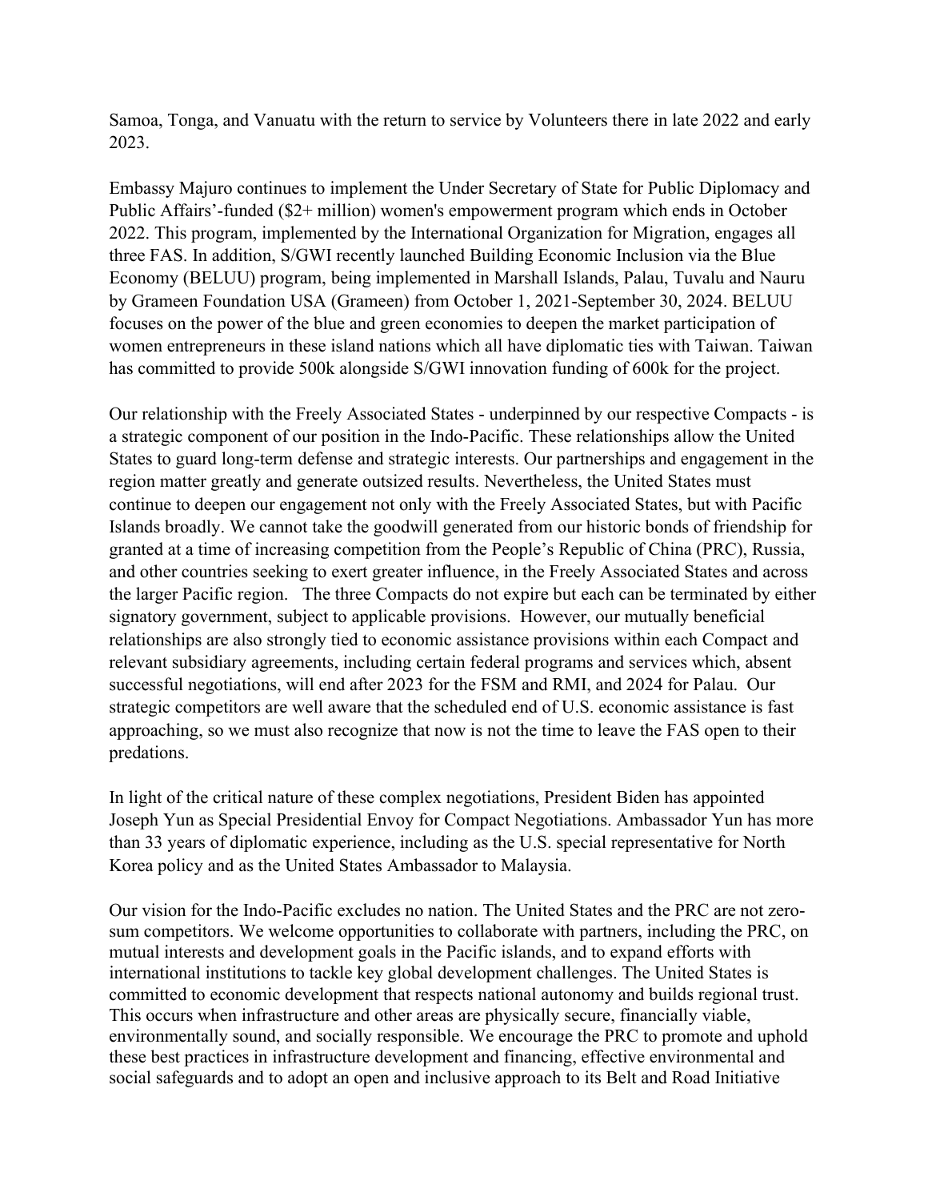Samoa, Tonga, and Vanuatu with the return to service by Volunteers there in late 2022 and early 2023.

Embassy Majuro continues to implement the Under Secretary of State for Public Diplomacy and Public Affairs'-funded ($2+ million) women's empowerment program which ends in October 2022. This program, implemented by the International Organization for Migration, engages all three FAS. In addition, S/GWI recently launched Building Economic Inclusion via the Blue Economy (BELUU) program, being implemented in Marshall Islands, Palau, Tuvalu and Nauru by Grameen Foundation USA (Grameen) from October 1, 2021-September 30, 2024. BELUU focuses on the power of the blue and green economies to deepen the market participation of women entrepreneurs in these island nations which all have diplomatic ties with Taiwan. Taiwan has committed to provide 500k alongside S/GWI innovation funding of 600k for the project.

Our relationship with the Freely Associated States - underpinned by our respective Compacts - is a strategic component of our position in the Indo-Pacific. These relationships allow the United States to guard long-term defense and strategic interests. Our partnerships and engagement in the region matter greatly and generate outsized results. Nevertheless, the United States must continue to deepen our engagement not only with the Freely Associated States, but with Pacific Islands broadly. We cannot take the goodwill generated from our historic bonds of friendship for granted at a time of increasing competition from the People's Republic of China (PRC), Russia, and other countries seeking to exert greater influence, in the Freely Associated States and across the larger Pacific region. The three Compacts do not expire but each can be terminated by either signatory government, subject to applicable provisions. However, our mutually beneficial relationships are also strongly tied to economic assistance provisions within each Compact and relevant subsidiary agreements, including certain federal programs and services which, absent successful negotiations, will end after 2023 for the FSM and RMI, and 2024 for Palau. Our strategic competitors are well aware that the scheduled end of U.S. economic assistance is fast approaching, so we must also recognize that now is not the time to leave the FAS open to their predations.

In light of the critical nature of these complex negotiations, President Biden has appointed Joseph Yun as Special Presidential Envoy for Compact Negotiations. Ambassador Yun has more than 33 years of diplomatic experience, including as the U.S. special representative for North Korea policy and as the United States Ambassador to Malaysia.

Our vision for the Indo-Pacific excludes no nation. The United States and the PRC are not zero-sum competitors. We welcome opportunities to collaborate with partners, including the PRC, on mutual interests and development goals in the Pacific islands, and to expand efforts with international institutions to tackle key global development challenges. The United States is committed to economic development that respects national autonomy and builds regional trust. This occurs when infrastructure and other areas are physically secure, financially viable, environmentally sound, and socially responsible. We encourage the PRC to promote and uphold these best practices in infrastructure development and financing, effective environmental and social safeguards and to adopt an open and inclusive approach to its Belt and Road Initiative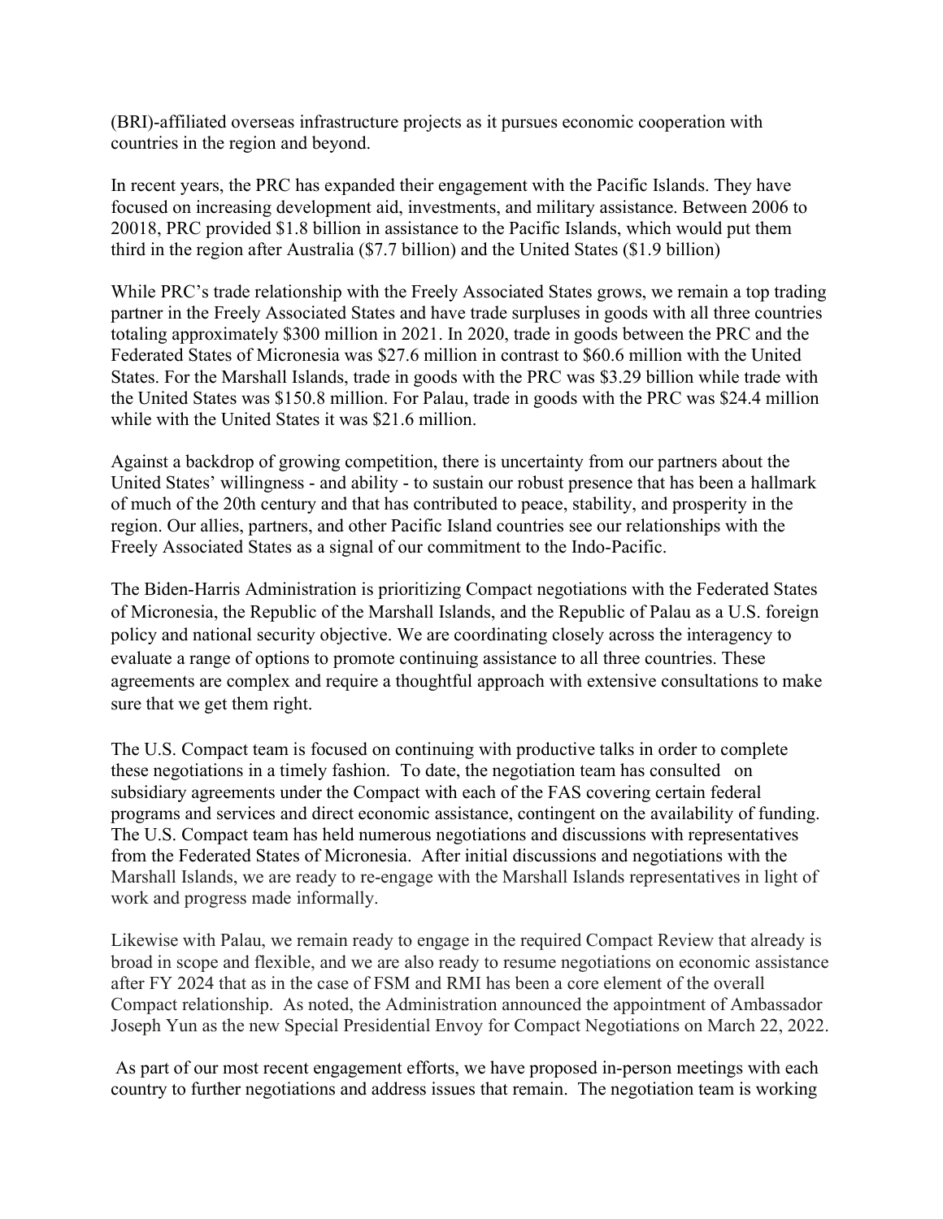(BRI)-affiliated overseas infrastructure projects as it pursues economic cooperation with countries in the region and beyond.

In recent years, the PRC has expanded their engagement with the Pacific Islands. They have focused on increasing development aid, investments, and military assistance. Between 2006 to 20018, PRC provided $1.8 billion in assistance to the Pacific Islands, which would put them third in the region after Australia ($7.7 billion) and the United States ($1.9 billion)

While PRC's trade relationship with the Freely Associated States grows, we remain a top trading partner in the Freely Associated States and have trade surpluses in goods with all three countries totaling approximately $300 million in 2021. In 2020, trade in goods between the PRC and the Federated States of Micronesia was $27.6 million in contrast to $60.6 million with the United States. For the Marshall Islands, trade in goods with the PRC was $3.29 billion while trade with the United States was $150.8 million. For Palau, trade in goods with the PRC was $24.4 million while with the United States it was $21.6 million.

Against a backdrop of growing competition, there is uncertainty from our partners about the United States' willingness - and ability - to sustain our robust presence that has been a hallmark of much of the 20th century and that has contributed to peace, stability, and prosperity in the region. Our allies, partners, and other Pacific Island countries see our relationships with the Freely Associated States as a signal of our commitment to the Indo-Pacific.

The Biden-Harris Administration is prioritizing Compact negotiations with the Federated States of Micronesia, the Republic of the Marshall Islands, and the Republic of Palau as a U.S. foreign policy and national security objective. We are coordinating closely across the interagency to evaluate a range of options to promote continuing assistance to all three countries. These agreements are complex and require a thoughtful approach with extensive consultations to make sure that we get them right.

The U.S. Compact team is focused on continuing with productive talks in order to complete these negotiations in a timely fashion. To date, the negotiation team has consulted on subsidiary agreements under the Compact with each of the FAS covering certain federal programs and services and direct economic assistance, contingent on the availability of funding. The U.S. Compact team has held numerous negotiations and discussions with representatives from the Federated States of Micronesia. After initial discussions and negotiations with the Marshall Islands, we are ready to re-engage with the Marshall Islands representatives in light of work and progress made informally.

Likewise with Palau, we remain ready to engage in the required Compact Review that already is broad in scope and flexible, and we are also ready to resume negotiations on economic assistance after FY 2024 that as in the case of FSM and RMI has been a core element of the overall Compact relationship. As noted, the Administration announced the appointment of Ambassador Joseph Yun as the new Special Presidential Envoy for Compact Negotiations on March 22, 2022.

As part of our most recent engagement efforts, we have proposed in-person meetings with each country to further negotiations and address issues that remain. The negotiation team is working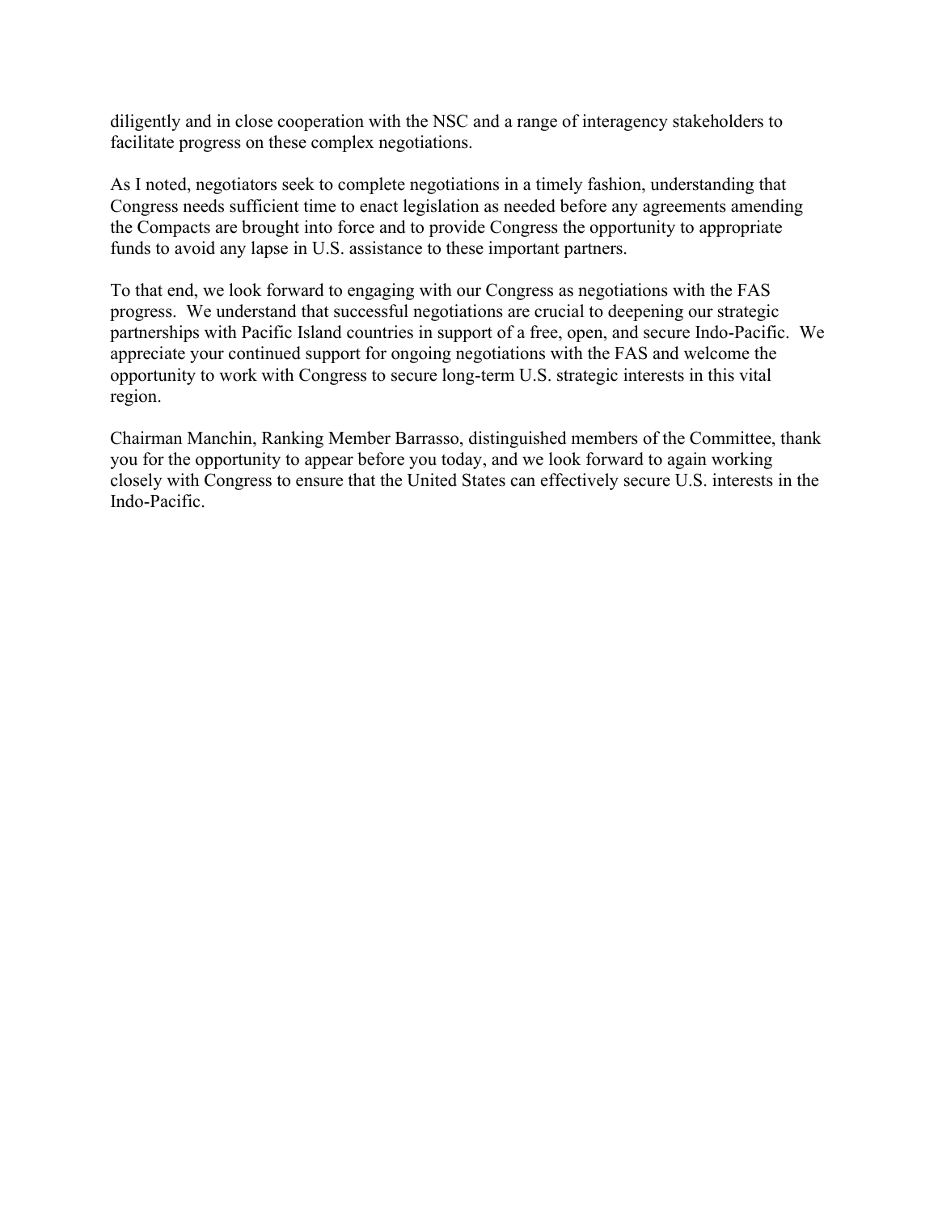diligently and in close cooperation with the NSC and a range of interagency stakeholders to facilitate progress on these complex negotiations.

As I noted, negotiators seek to complete negotiations in a timely fashion, understanding that Congress needs sufficient time to enact legislation as needed before any agreements amending the Compacts are brought into force and to provide Congress the opportunity to appropriate funds to avoid any lapse in U.S. assistance to these important partners.

To that end, we look forward to engaging with our Congress as negotiations with the FAS progress. We understand that successful negotiations are crucial to deepening our strategic partnerships with Pacific Island countries in support of a free, open, and secure Indo-Pacific. We appreciate your continued support for ongoing negotiations with the FAS and welcome the opportunity to work with Congress to secure long-term U.S. strategic interests in this vital region.

Chairman Manchin, Ranking Member Barrasso, distinguished members of the Committee, thank you for the opportunity to appear before you today, and we look forward to again working closely with Congress to ensure that the United States can effectively secure U.S. interests in the Indo-Pacific.